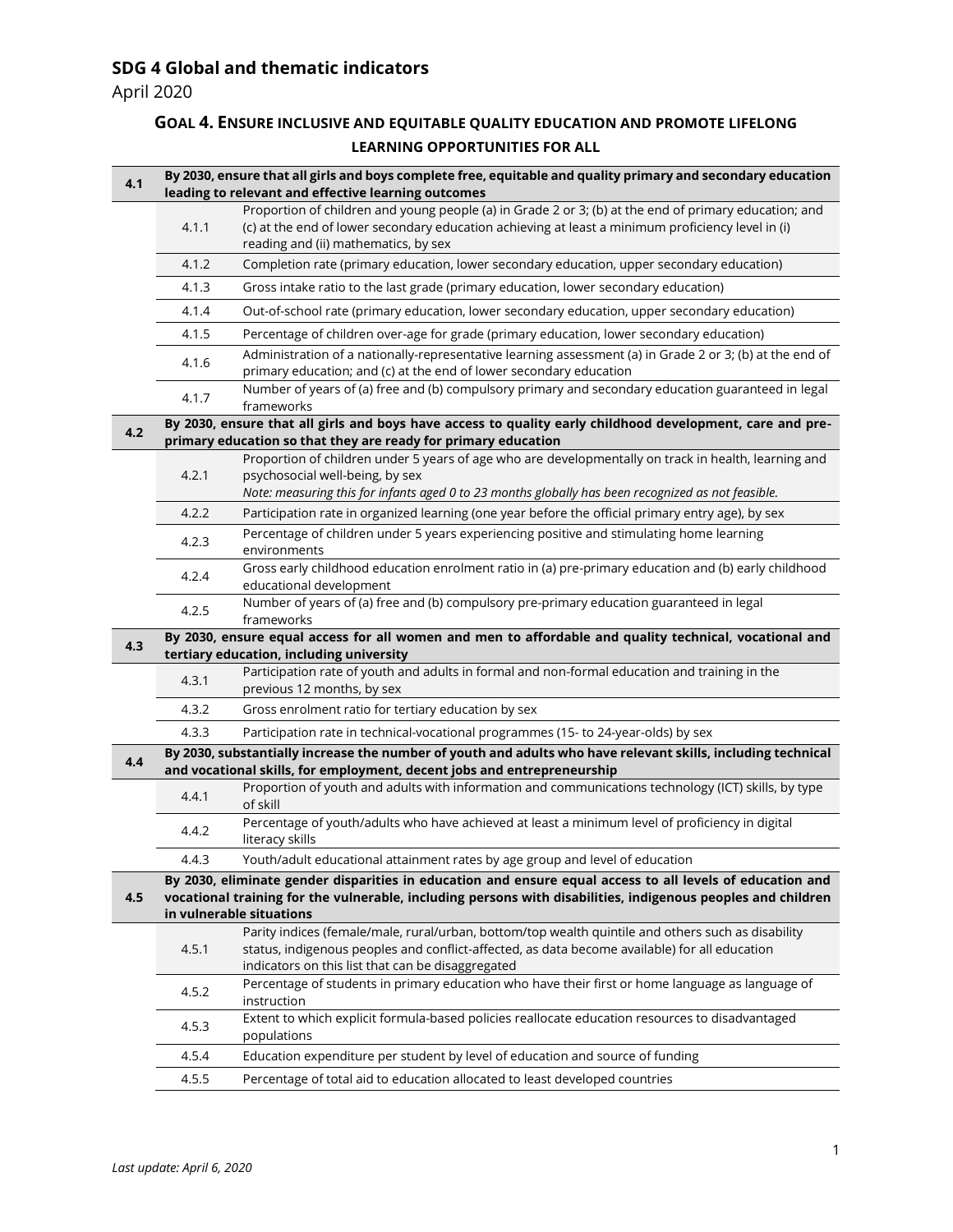# SDG 4 Global and thematic indicators

April 2020

## Goal 4. Ensure inclusive and equitable quality education and promote lifelong learning opportunities for all

| | | |
|---|---|---|
| **4.1** | **By 2030, ensure that all girls and boys complete free, equitable and quality primary and secondary education leading to relevant and effective learning outcomes** | |
| | 4.1.1 | Proportion of children and young people (a) in Grade 2 or 3; (b) at the end of primary education; and (c) at the end of lower secondary education achieving at least a minimum proficiency level in (i) reading and (ii) mathematics, by sex |
| | 4.1.2 | Completion rate (primary education, lower secondary education, upper secondary education) |
| | 4.1.3 | Gross intake ratio to the last grade (primary education, lower secondary education) |
| | 4.1.4 | Out-of-school rate (primary education, lower secondary education, upper secondary education) |
| | 4.1.5 | Percentage of children over-age for grade (primary education, lower secondary education) |
| | 4.1.6 | Administration of a nationally-representative learning assessment (a) in Grade 2 or 3; (b) at the end of primary education; and (c) at the end of lower secondary education |
| | 4.1.7 | Number of years of (a) free and (b) compulsory primary and secondary education guaranteed in legal frameworks |
| **4.2** | **By 2030, ensure that all girls and boys have access to quality early childhood development, care and pre-primary education so that they are ready for primary education** | |
| | 4.2.1 | Proportion of children under 5 years of age who are developmentally on track in health, learning and psychosocial well-being, by sex<br>*Note: measuring this for infants aged 0 to 23 months globally has been recognized as not feasible.* |
| | 4.2.2 | Participation rate in organized learning (one year before the official primary entry age), by sex |
| | 4.2.3 | Percentage of children under 5 years experiencing positive and stimulating home learning environments |
| | 4.2.4 | Gross early childhood education enrolment ratio in (a) pre-primary education and (b) early childhood educational development |
| | 4.2.5 | Number of years of (a) free and (b) compulsory pre-primary education guaranteed in legal frameworks |
| **4.3** | **By 2030, ensure equal access for all women and men to affordable and quality technical, vocational and tertiary education, including university** | |
| | 4.3.1 | Participation rate of youth and adults in formal and non-formal education and training in the previous 12 months, by sex |
| | 4.3.2 | Gross enrolment ratio for tertiary education by sex |
| | 4.3.3 | Participation rate in technical-vocational programmes (15- to 24-year-olds) by sex |
| **4.4** | **By 2030, substantially increase the number of youth and adults who have relevant skills, including technical and vocational skills, for employment, decent jobs and entrepreneurship** | |
| | 4.4.1 | Proportion of youth and adults with information and communications technology (ICT) skills, by type of skill |
| | 4.4.2 | Percentage of youth/adults who have achieved at least a minimum level of proficiency in digital literacy skills |
| | 4.4.3 | Youth/adult educational attainment rates by age group and level of education |
| **4.5** | **By 2030, eliminate gender disparities in education and ensure equal access to all levels of education and vocational training for the vulnerable, including persons with disabilities, indigenous peoples and children in vulnerable situations** | |
| | 4.5.1 | Parity indices (female/male, rural/urban, bottom/top wealth quintile and others such as disability status, indigenous peoples and conflict-affected, as data become available) for all education indicators on this list that can be disaggregated |
| | 4.5.2 | Percentage of students in primary education who have their first or home language as language of instruction |
| | 4.5.3 | Extent to which explicit formula-based policies reallocate education resources to disadvantaged populations |
| | 4.5.4 | Education expenditure per student by level of education and source of funding |
| | 4.5.5 | Percentage of total aid to education allocated to least developed countries |

*Last update: April 6, 2020*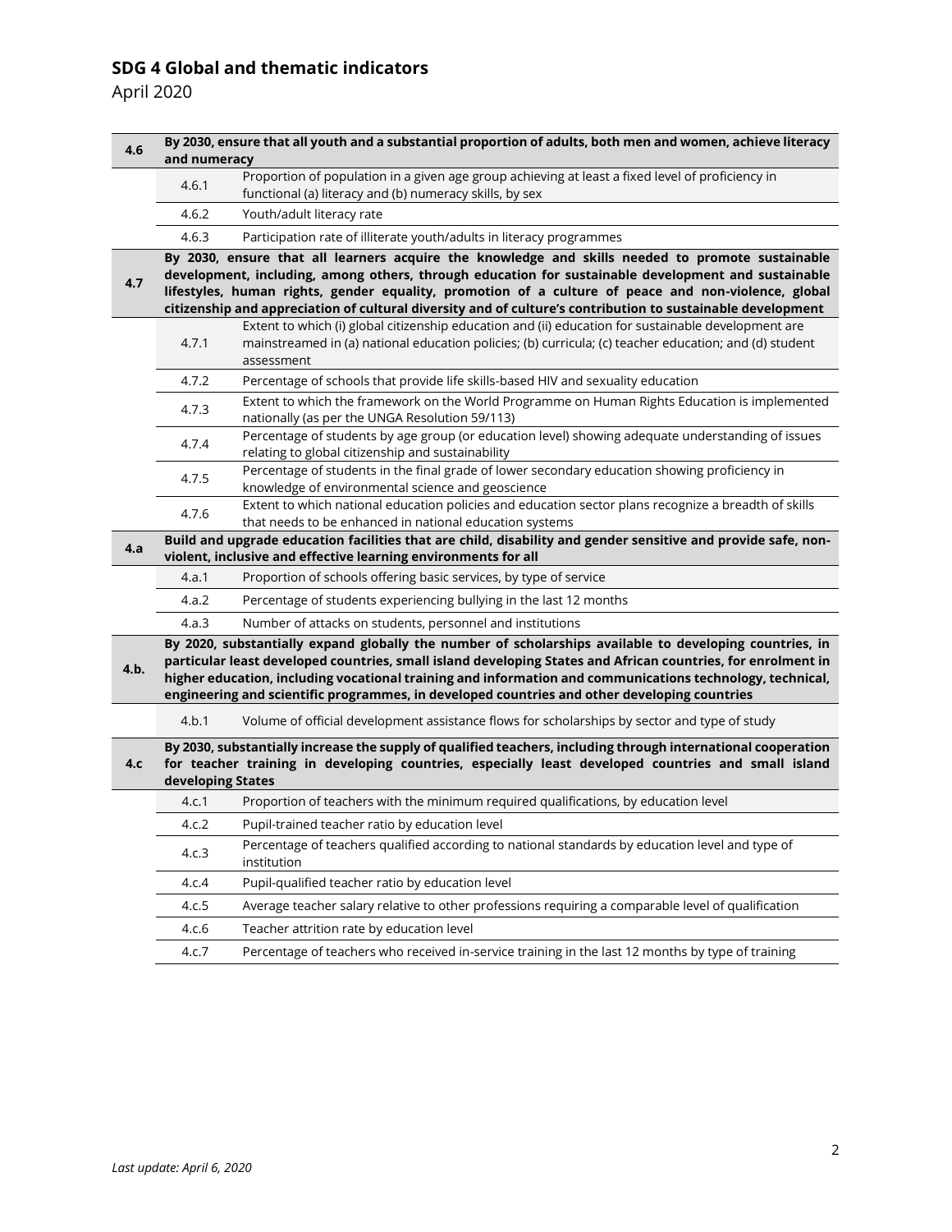## SDG 4 Global and thematic indicators

April 2020

| | | |
|---|---|---|
| **4.6** | **By 2030, ensure that all youth and a substantial proportion of adults, both men and women, achieve literacy and numeracy** | |
| | 4.6.1 | Proportion of population in a given age group achieving at least a fixed level of proficiency in functional (a) literacy and (b) numeracy skills, by sex |
| | 4.6.2 | Youth/adult literacy rate |
| | 4.6.3 | Participation rate of illiterate youth/adults in literacy programmes |
| **4.7** | **By 2030, ensure that all learners acquire the knowledge and skills needed to promote sustainable development, including, among others, through education for sustainable development and sustainable lifestyles, human rights, gender equality, promotion of a culture of peace and non-violence, global citizenship and appreciation of cultural diversity and of culture's contribution to sustainable development** | |
| | 4.7.1 | Extent to which (i) global citizenship education and (ii) education for sustainable development are mainstreamed in (a) national education policies; (b) curricula; (c) teacher education; and (d) student assessment |
| | 4.7.2 | Percentage of schools that provide life skills-based HIV and sexuality education |
| | 4.7.3 | Extent to which the framework on the World Programme on Human Rights Education is implemented nationally (as per the UNGA Resolution 59/113) |
| | 4.7.4 | Percentage of students by age group (or education level) showing adequate understanding of issues relating to global citizenship and sustainability |
| | 4.7.5 | Percentage of students in the final grade of lower secondary education showing proficiency in knowledge of environmental science and geoscience |
| | 4.7.6 | Extent to which national education policies and education sector plans recognize a breadth of skills that needs to be enhanced in national education systems |
| **4.a** | **Build and upgrade education facilities that are child, disability and gender sensitive and provide safe, non-violent, inclusive and effective learning environments for all** | |
| | 4.a.1 | Proportion of schools offering basic services, by type of service |
| | 4.a.2 | Percentage of students experiencing bullying in the last 12 months |
| | 4.a.3 | Number of attacks on students, personnel and institutions |
| **4.b.** | **By 2020, substantially expand globally the number of scholarships available to developing countries, in particular least developed countries, small island developing States and African countries, for enrolment in higher education, including vocational training and information and communications technology, technical, engineering and scientific programmes, in developed countries and other developing countries** | |
| | 4.b.1 | Volume of official development assistance flows for scholarships by sector and type of study |
| **4.c** | **By 2030, substantially increase the supply of qualified teachers, including through international cooperation for teacher training in developing countries, especially least developed countries and small island developing States** | |
| | 4.c.1 | Proportion of teachers with the minimum required qualifications, by education level |
| | 4.c.2 | Pupil-trained teacher ratio by education level |
| | 4.c.3 | Percentage of teachers qualified according to national standards by education level and type of institution |
| | 4.c.4 | Pupil-qualified teacher ratio by education level |
| | 4.c.5 | Average teacher salary relative to other professions requiring a comparable level of qualification |
| | 4.c.6 | Teacher attrition rate by education level |
| | 4.c.7 | Percentage of teachers who received in-service training in the last 12 months by type of training |

*Last update: April 6, 2020*